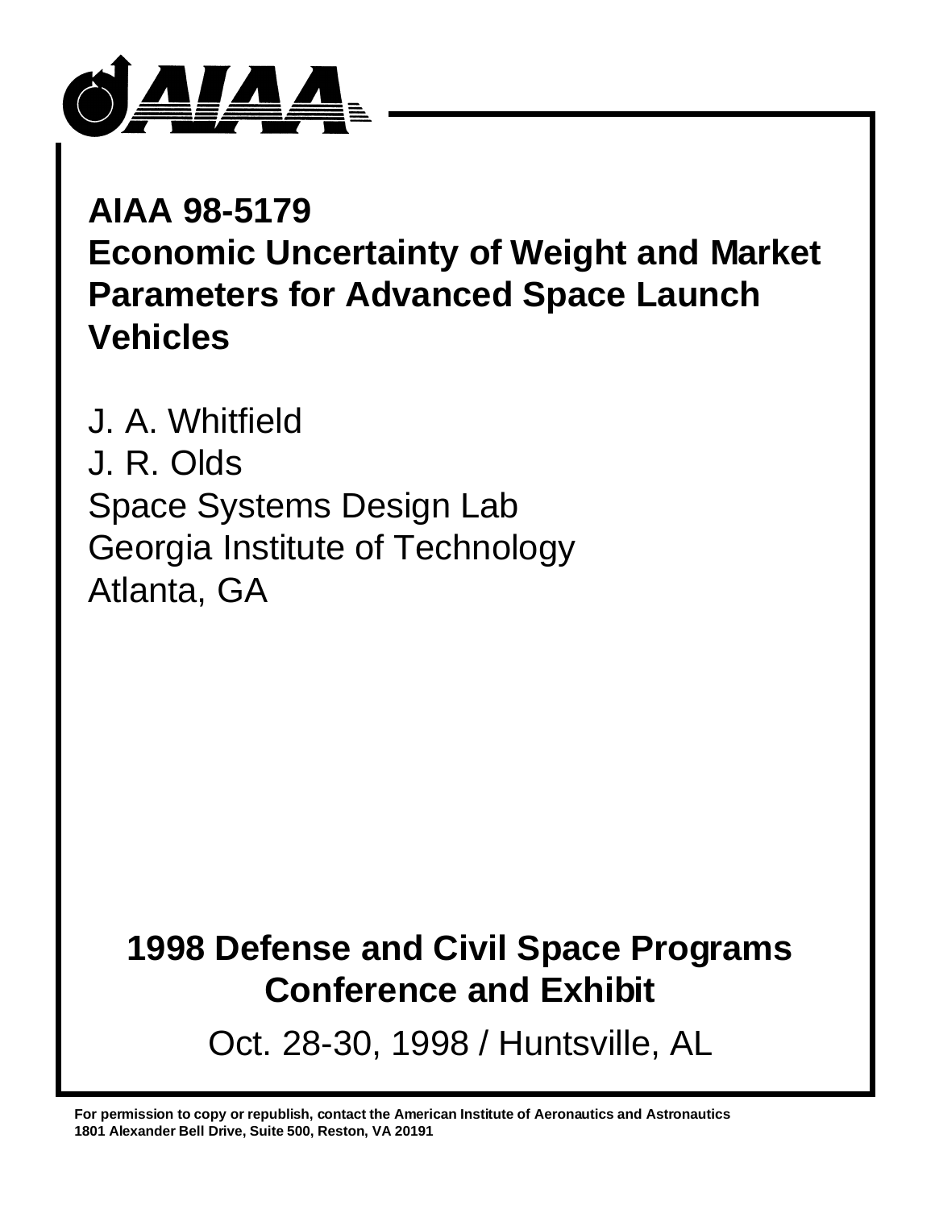# AIAA 98-5179
# Economic Uncertainty of Weight and Market Parameters for Advanced Space Launch Vehicles

J. A. Whitfield
J. R. Olds
Space Systems Design Lab
Georgia Institute of Technology
Atlanta, GA

## 1998 Defense and Civil Space Programs Conference and Exhibit

Oct. 28-30, 1998 / Huntsville, AL

**For permission to copy or republish, contact the American Institute of Aeronautics and Astronautics 1801 Alexander Bell Drive, Suite 500, Reston, VA 20191**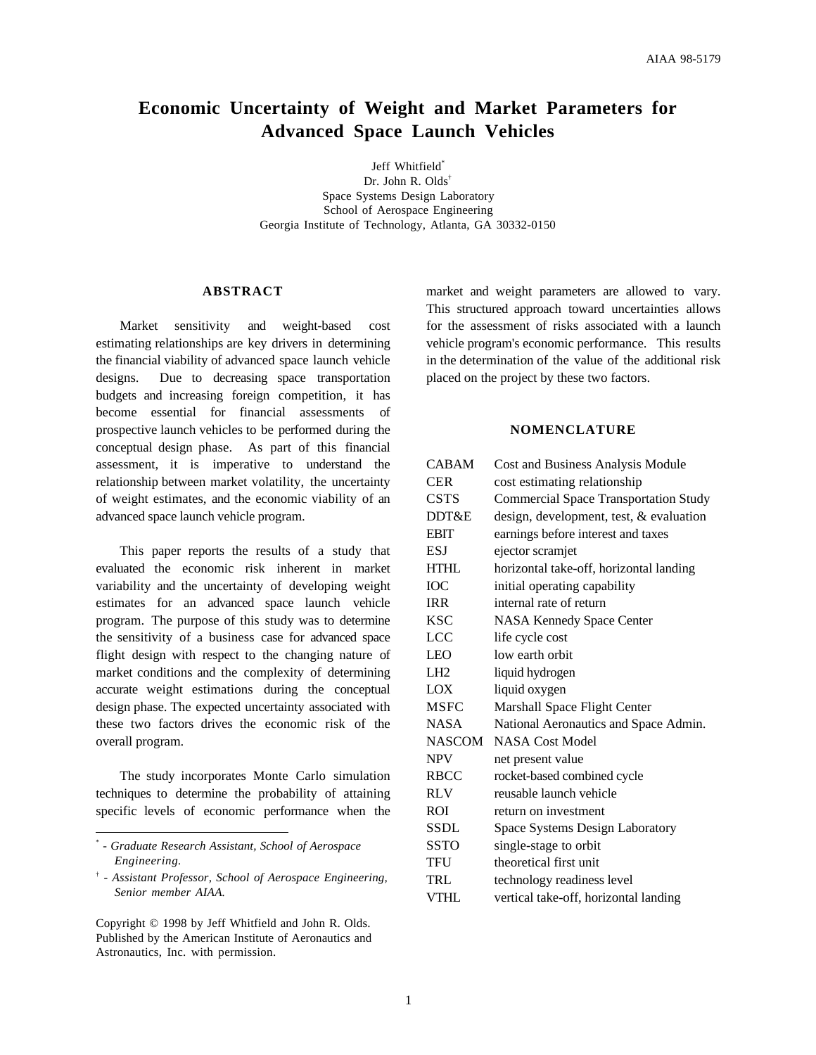# Economic Uncertainty of Weight and Market Parameters for Advanced Space Launch Vehicles

Jeff Whitfield*
Dr. John R. Olds†
Space Systems Design Laboratory
School of Aerospace Engineering
Georgia Institute of Technology, Atlanta, GA 30332-0150

## ABSTRACT

Market sensitivity and weight-based cost estimating relationships are key drivers in determining the financial viability of advanced space launch vehicle designs. Due to decreasing space transportation budgets and increasing foreign competition, it has become essential for financial assessments of prospective launch vehicles to be performed during the conceptual design phase. As part of this financial assessment, it is imperative to understand the relationship between market volatility, the uncertainty of weight estimates, and the economic viability of an advanced space launch vehicle program.

This paper reports the results of a study that evaluated the economic risk inherent in market variability and the uncertainty of developing weight estimates for an advanced space launch vehicle program. The purpose of this study was to determine the sensitivity of a business case for advanced space flight design with respect to the changing nature of market conditions and the complexity of determining accurate weight estimations during the conceptual design phase. The expected uncertainty associated with these two factors drives the economic risk of the overall program.

The study incorporates Monte Carlo simulation techniques to determine the probability of attaining specific levels of economic performance when the market and weight parameters are allowed to vary. This structured approach toward uncertainties allows for the assessment of risks associated with a launch vehicle program's economic performance. This results in the determination of the value of the additional risk placed on the project by these two factors.

## NOMENCLATURE

| | |
|---|---|
| CABAM | Cost and Business Analysis Module |
| CER | cost estimating relationship |
| CSTS | Commercial Space Transportation Study |
| DDT&E | design, development, test, & evaluation |
| EBIT | earnings before interest and taxes |
| ESJ | ejector scramjet |
| HTHL | horizontal take-off, horizontal landing |
| IOC | initial operating capability |
| IRR | internal rate of return |
| KSC | NASA Kennedy Space Center |
| LCC | life cycle cost |
| LEO | low earth orbit |
| LH2 | liquid hydrogen |
| LOX | liquid oxygen |
| MSFC | Marshall Space Flight Center |
| NASA | National Aeronautics and Space Admin. |
| NASCOM | NASA Cost Model |
| NPV | net present value |
| RBCC | rocket-based combined cycle |
| RLV | reusable launch vehicle |
| ROI | return on investment |
| SSDL | Space Systems Design Laboratory |
| SSTO | single-stage to orbit |
| TFU | theoretical first unit |
| TRL | technology readiness level |
| VTHL | vertical take-off, horizontal landing |

\* - *Graduate Research Assistant, School of Aerospace Engineering.*

† - *Assistant Professor, School of Aerospace Engineering, Senior member AIAA.*

Copyright © 1998 by Jeff Whitfield and John R. Olds. Published by the American Institute of Aeronautics and Astronautics, Inc. with permission.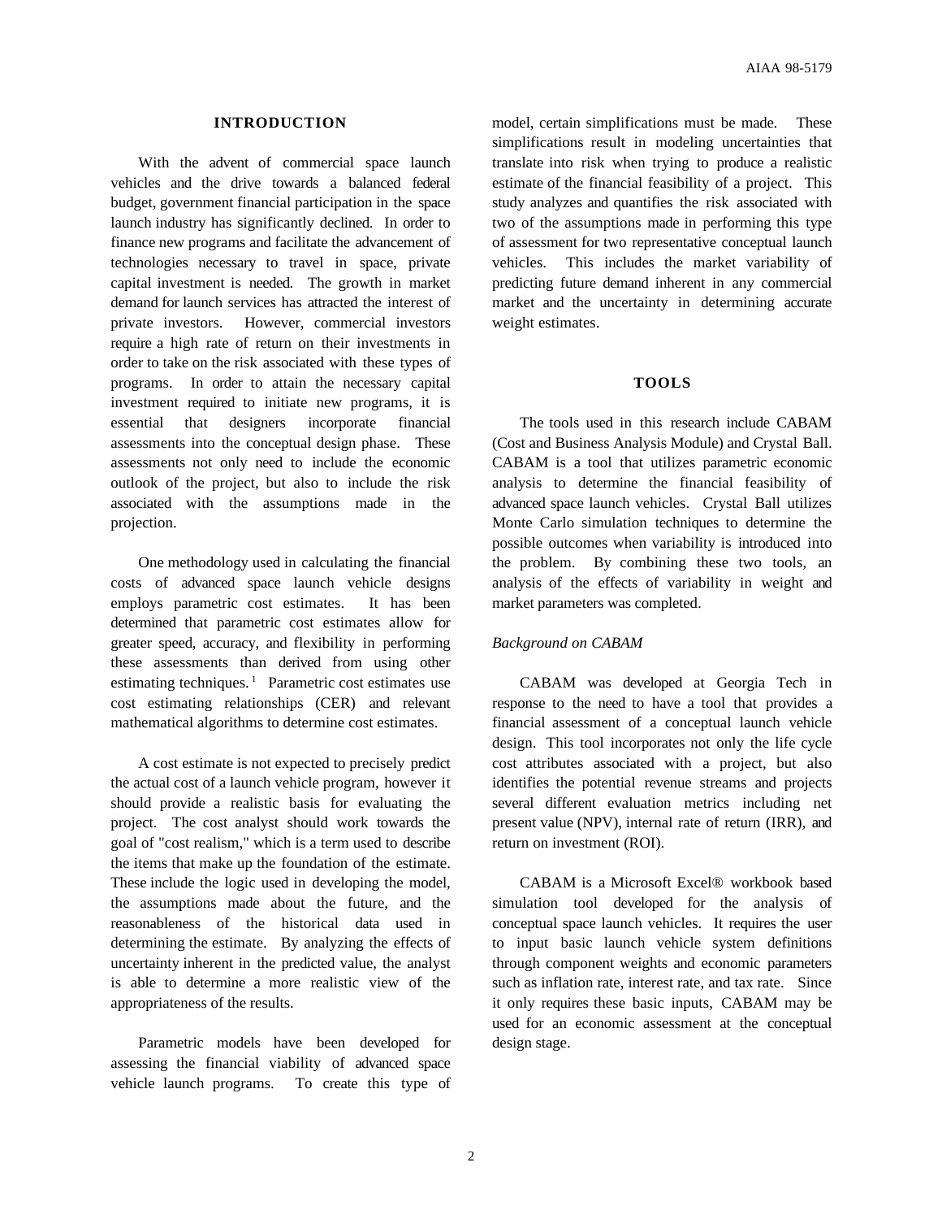## INTRODUCTION

With the advent of commercial space launch vehicles and the drive towards a balanced federal budget, government financial participation in the space launch industry has significantly declined. In order to finance new programs and facilitate the advancement of technologies necessary to travel in space, private capital investment is needed. The growth in market demand for launch services has attracted the interest of private investors. However, commercial investors require a high rate of return on their investments in order to take on the risk associated with these types of programs. In order to attain the necessary capital investment required to initiate new programs, it is essential that designers incorporate financial assessments into the conceptual design phase. These assessments not only need to include the economic outlook of the project, but also to include the risk associated with the assumptions made in the projection.

One methodology used in calculating the financial costs of advanced space launch vehicle designs employs parametric cost estimates. It has been determined that parametric cost estimates allow for greater speed, accuracy, and flexibility in performing these assessments than derived from using other estimating techniques.[1] Parametric cost estimates use cost estimating relationships (CER) and relevant mathematical algorithms to determine cost estimates.

A cost estimate is not expected to precisely predict the actual cost of a launch vehicle program, however it should provide a realistic basis for evaluating the project. The cost analyst should work towards the goal of "cost realism," which is a term used to describe the items that make up the foundation of the estimate. These include the logic used in developing the model, the assumptions made about the future, and the reasonableness of the historical data used in determining the estimate. By analyzing the effects of uncertainty inherent in the predicted value, the analyst is able to determine a more realistic view of the appropriateness of the results.

Parametric models have been developed for assessing the financial viability of advanced space vehicle launch programs. To create this type of model, certain simplifications must be made. These simplifications result in modeling uncertainties that translate into risk when trying to produce a realistic estimate of the financial feasibility of a project. This study analyzes and quantifies the risk associated with two of the assumptions made in performing this type of assessment for two representative conceptual launch vehicles. This includes the market variability of predicting future demand inherent in any commercial market and the uncertainty in determining accurate weight estimates.

## TOOLS

The tools used in this research include CABAM (Cost and Business Analysis Module) and Crystal Ball. CABAM is a tool that utilizes parametric economic analysis to determine the financial feasibility of advanced space launch vehicles. Crystal Ball utilizes Monte Carlo simulation techniques to determine the possible outcomes when variability is introduced into the problem. By combining these two tools, an analysis of the effects of variability in weight and market parameters was completed.

### *Background on CABAM*

CABAM was developed at Georgia Tech in response to the need to have a tool that provides a financial assessment of a conceptual launch vehicle design. This tool incorporates not only the life cycle cost attributes associated with a project, but also identifies the potential revenue streams and projects several different evaluation metrics including net present value (NPV), internal rate of return (IRR), and return on investment (ROI).

CABAM is a Microsoft Excel® workbook based simulation tool developed for the analysis of conceptual space launch vehicles. It requires the user to input basic launch vehicle system definitions through component weights and economic parameters such as inflation rate, interest rate, and tax rate. Since it only requires these basic inputs, CABAM may be used for an economic assessment at the conceptual design stage.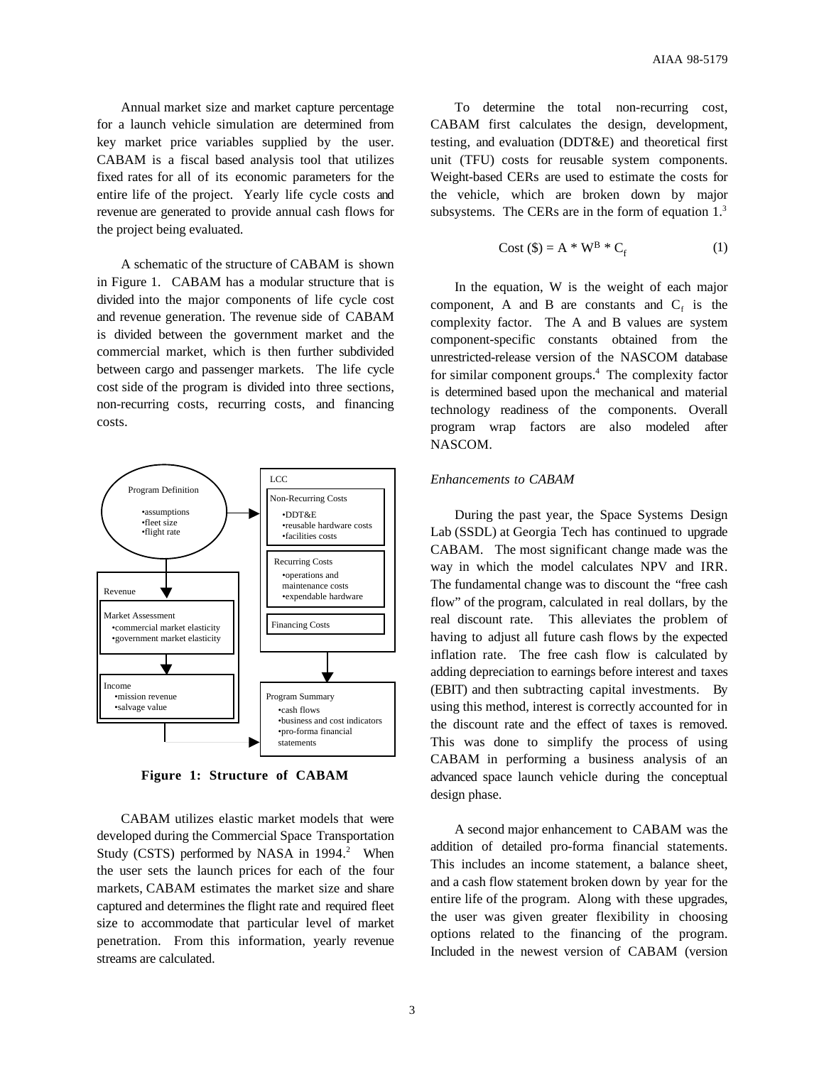Annual market size and market capture percentage for a launch vehicle simulation are determined from key market price variables supplied by the user. CABAM is a fiscal based analysis tool that utilizes fixed rates for all of its economic parameters for the entire life of the project. Yearly life cycle costs and revenue are generated to provide annual cash flows for the project being evaluated.

A schematic of the structure of CABAM is shown in Figure 1. CABAM has a modular structure that is divided into the major components of life cycle cost and revenue generation. The revenue side of CABAM is divided between the government market and the commercial market, which is then further subdivided between cargo and passenger markets. The life cycle cost side of the program is divided into three sections, non-recurring costs, recurring costs, and financing costs.

**Figure 1: Structure of CABAM**

CABAM utilizes elastic market models that were developed during the Commercial Space Transportation Study (CSTS) performed by NASA in 1994.[2] When the user sets the launch prices for each of the four markets, CABAM estimates the market size and share captured and determines the flight rate and required fleet size to accommodate that particular level of market penetration. From this information, yearly revenue streams are calculated.

To determine the total non-recurring cost, CABAM first calculates the design, development, testing, and evaluation (DDT&E) and theoretical first unit (TFU) costs for reusable system components. Weight-based CERs are used to estimate the costs for the vehicle, which are broken down by major subsystems. The CERs are in the form of equation 1.[3]

$$\text{Cost (\$)} = A * W^B * C_f \qquad (1)$$

In the equation, W is the weight of each major component, A and B are constants and $C_f$ is the complexity factor. The A and B values are system component-specific constants obtained from the unrestricted-release version of the NASCOM database for similar component groups.[4] The complexity factor is determined based upon the mechanical and material technology readiness of the components. Overall program wrap factors are also modeled after NASCOM.

*Enhancements to CABAM*

During the past year, the Space Systems Design Lab (SSDL) at Georgia Tech has continued to upgrade CABAM. The most significant change made was the way in which the model calculates NPV and IRR. The fundamental change was to discount the "free cash flow" of the program, calculated in real dollars, by the real discount rate. This alleviates the problem of having to adjust all future cash flows by the expected inflation rate. The free cash flow is calculated by adding depreciation to earnings before interest and taxes (EBIT) and then subtracting capital investments. By using this method, interest is correctly accounted for in the discount rate and the effect of taxes is removed. This was done to simplify the process of using CABAM in performing a business analysis of an advanced space launch vehicle during the conceptual design phase.

A second major enhancement to CABAM was the addition of detailed pro-forma financial statements. This includes an income statement, a balance sheet, and a cash flow statement broken down by year for the entire life of the program. Along with these upgrades, the user was given greater flexibility in choosing options related to the financing of the program. Included in the newest version of CABAM (version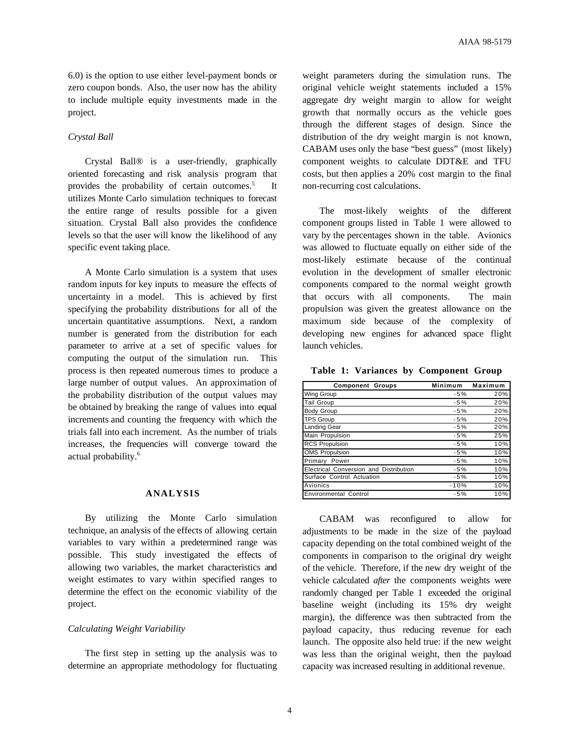6.0) is the option to use either level-payment bonds or zero coupon bonds. Also, the user now has the ability to include multiple equity investments made in the project.

### *Crystal Ball*

Crystal Ball® is a user-friendly, graphically oriented forecasting and risk analysis program that provides the probability of certain outcomes.[5] It utilizes Monte Carlo simulation techniques to forecast the entire range of results possible for a given situation. Crystal Ball also provides the confidence levels so that the user will know the likelihood of any specific event taking place.

A Monte Carlo simulation is a system that uses random inputs for key inputs to measure the effects of uncertainty in a model. This is achieved by first specifying the probability distributions for all of the uncertain quantitative assumptions. Next, a random number is generated from the distribution for each parameter to arrive at a set of specific values for computing the output of the simulation run. This process is then repeated numerous times to produce a large number of output values. An approximation of the probability distribution of the output values may be obtained by breaking the range of values into equal increments and counting the frequency with which the trials fall into each increment. As the number of trials increases, the frequencies will converge toward the actual probability.[6]

## ANALYSIS

By utilizing the Monte Carlo simulation technique, an analysis of the effects of allowing certain variables to vary within a predetermined range was possible. This study investigated the effects of allowing two variables, the market characteristics and weight estimates to vary within specified ranges to determine the effect on the economic viability of the project.

### *Calculating Weight Variability*

The first step in setting up the analysis was to determine an appropriate methodology for fluctuating weight parameters during the simulation runs. The original vehicle weight statements included a 15% aggregate dry weight margin to allow for weight growth that normally occurs as the vehicle goes through the different stages of design. Since the distribution of the dry weight margin is not known, CABAM uses only the base "best guess" (most likely) component weights to calculate DDT&E and TFU costs, but then applies a 20% cost margin to the final non-recurring cost calculations.

The most-likely weights of the different component groups listed in Table 1 were allowed to vary by the percentages shown in the table. Avionics was allowed to fluctuate equally on either side of the most-likely estimate because of the continual evolution in the development of smaller electronic components compared to the normal weight growth that occurs with all components. The main propulsion was given the greatest allowance on the maximum side because of the complexity of developing new engines for advanced space flight launch vehicles.

**Table 1: Variances by Component Group**

| Component Groups | Minimum | Maximum |
|---|---|---|
| Wing Group | -5% | 20% |
| Tail Group | -5% | 20% |
| Body Group | -5% | 20% |
| TPS Group | -5% | 20% |
| Landing Gear | -5% | 20% |
| Main Propulsion | -5% | 25% |
| RCS Propulsion | -5% | 10% |
| OMS Propulsion | -5% | 10% |
| Primary Power | -5% | 10% |
| Electrical Conversion and Distribution | -5% | 10% |
| Surface Control Actuation | -5% | 10% |
| Avionics | -10% | 10% |
| Environmental Control | -5% | 10% |

CABAM was reconfigured to allow for adjustments to be made in the size of the payload capacity depending on the total combined weight of the components in comparison to the original dry weight of the vehicle. Therefore, if the new dry weight of the vehicle calculated *after* the components weights were randomly changed per Table 1 exceeded the original baseline weight (including its 15% dry weight margin), the difference was then subtracted from the payload capacity, thus reducing revenue for each launch. The opposite also held true: if the new weight was less than the original weight, then the payload capacity was increased resulting in additional revenue.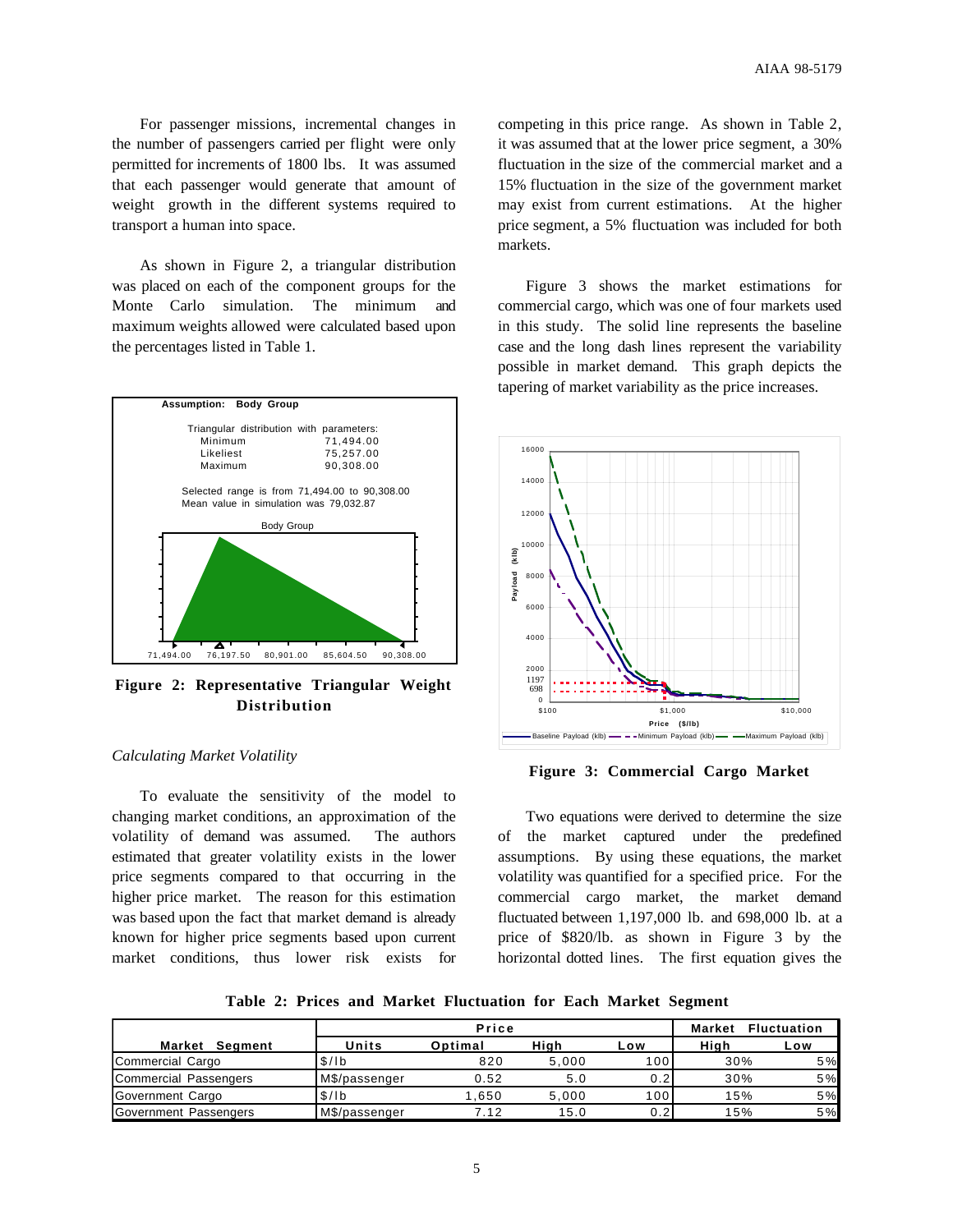For passenger missions, incremental changes in the number of passengers carried per flight were only permitted for increments of 1800 lbs. It was assumed that each passenger would generate that amount of weight growth in the different systems required to transport a human into space.

As shown in Figure 2, a triangular distribution was placed on each of the component groups for the Monte Carlo simulation. The minimum and maximum weights allowed were calculated based upon the percentages listed in Table 1.

**Figure 2: Representative Triangular Weight Distribution**

### *Calculating Market Volatility*

To evaluate the sensitivity of the model to changing market conditions, an approximation of the volatility of demand was assumed. The authors estimated that greater volatility exists in the lower price segments compared to that occurring in the higher price market. The reason for this estimation was based upon the fact that market demand is already known for higher price segments based upon current market conditions, thus lower risk exists for competing in this price range. As shown in Table 2, it was assumed that at the lower price segment, a 30% fluctuation in the size of the commercial market and a 15% fluctuation in the size of the government market may exist from current estimations. At the higher price segment, a 5% fluctuation was included for both markets.

Figure 3 shows the market estimations for commercial cargo, which was one of four markets used in this study. The solid line represents the baseline case and the long dash lines represent the variability possible in market demand. This graph depicts the tapering of market variability as the price increases.

**Figure 3: Commercial Cargo Market**

Two equations were derived to determine the size of the market captured under the predefined assumptions. By using these equations, the market volatility was quantified for a specified price. For the commercial cargo market, the market demand fluctuated between 1,197,000 lb. and 698,000 lb. at a price of $820/lb. as shown in Figure 3 by the horizontal dotted lines. The first equation gives the

**Table 2: Prices and Market Fluctuation for Each Market Segment**

| Market Segment | Price | | | | Market Fluctuation | |
|---|---|---|---|---|---|---|
| | Units | Optimal | High | Low | High | Low |
| Commercial Cargo | $/lb | 820 | 5,000 | 100 | 30% | 5% |
| Commercial Passengers | M$/passenger | 0.52 | 5.0 | 0.2 | 30% | 5% |
| Government Cargo | $/lb | 1,650 | 5,000 | 100 | 15% | 5% |
| Government Passengers | M$/passenger | 7.12 | 15.0 | 0.2 | 15% | 5% |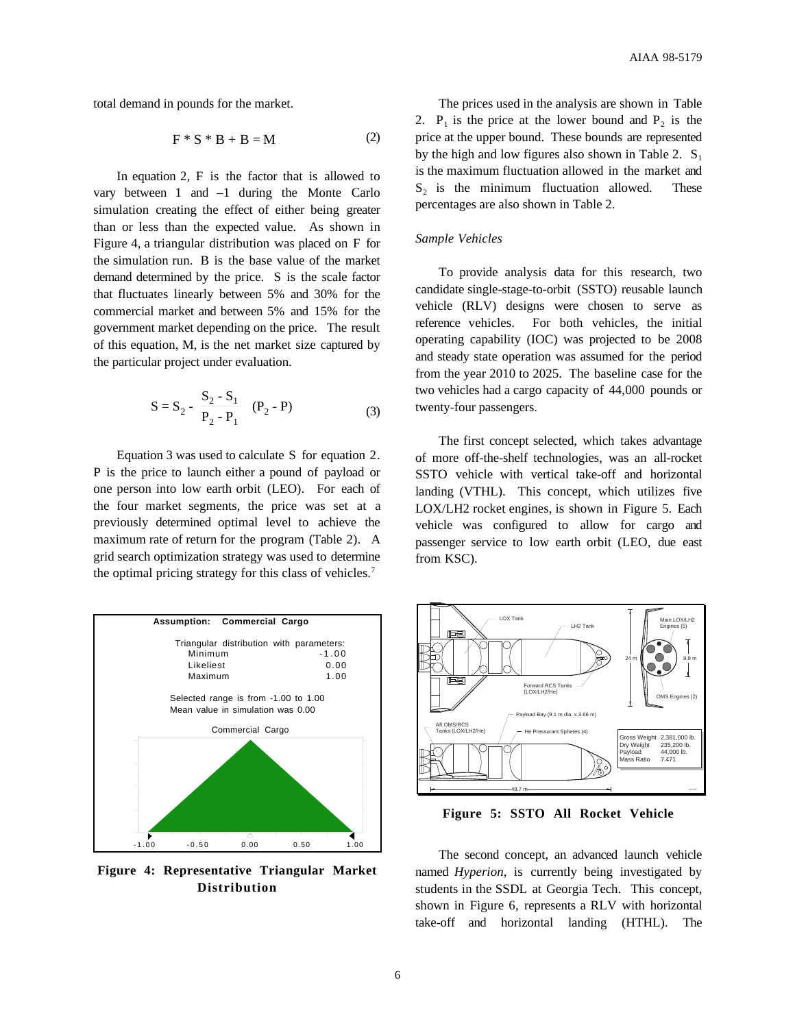total demand in pounds for the market.

$$F * S * B + B = M \tag{2}$$

In equation 2, F is the factor that is allowed to vary between 1 and –1 during the Monte Carlo simulation creating the effect of either being greater than or less than the expected value. As shown in Figure 4, a triangular distribution was placed on F for the simulation run. B is the base value of the market demand determined by the price. S is the scale factor that fluctuates linearly between 5% and 30% for the commercial market and between 5% and 15% for the government market depending on the price. The result of this equation, M, is the net market size captured by the particular project under evaluation.

$$S = S_2 - \frac{S_2 - S_1}{P_2 - P_1} (P_2 - P) \tag{3}$$

Equation 3 was used to calculate S for equation 2. P is the price to launch either a pound of payload or one person into low earth orbit (LEO). For each of the four market segments, the price was set at a previously determined optimal level to achieve the maximum rate of return for the program (Table 2). A grid search optimization strategy was used to determine the optimal pricing strategy for this class of vehicles.[7]

**Figure 4: Representative Triangular Market Distribution**

The prices used in the analysis are shown in Table 2. $P_1$ is the price at the lower bound and $P_2$ is the price at the upper bound. These bounds are represented by the high and low figures also shown in Table 2. $S_1$ is the maximum fluctuation allowed in the market and $S_2$ is the minimum fluctuation allowed. These percentages are also shown in Table 2.

*Sample Vehicles*

To provide analysis data for this research, two candidate single-stage-to-orbit (SSTO) reusable launch vehicle (RLV) designs were chosen to serve as reference vehicles. For both vehicles, the initial operating capability (IOC) was projected to be 2008 and steady state operation was assumed for the period from the year 2010 to 2025. The baseline case for the two vehicles had a cargo capacity of 44,000 pounds or twenty-four passengers.

The first concept selected, which takes advantage of more off-the-shelf technologies, was an all-rocket SSTO vehicle with vertical take-off and horizontal landing (VTHL). This concept, which utilizes five LOX/LH2 rocket engines, is shown in Figure 5. Each vehicle was configured to allow for cargo and passenger service to low earth orbit (LEO, due east from KSC).

**Figure 5: SSTO All Rocket Vehicle**

The second concept, an advanced launch vehicle named *Hyperion*, is currently being investigated by students in the SSDL at Georgia Tech. This concept, shown in Figure 6, represents a RLV with horizontal take-off and horizontal landing (HTHL). The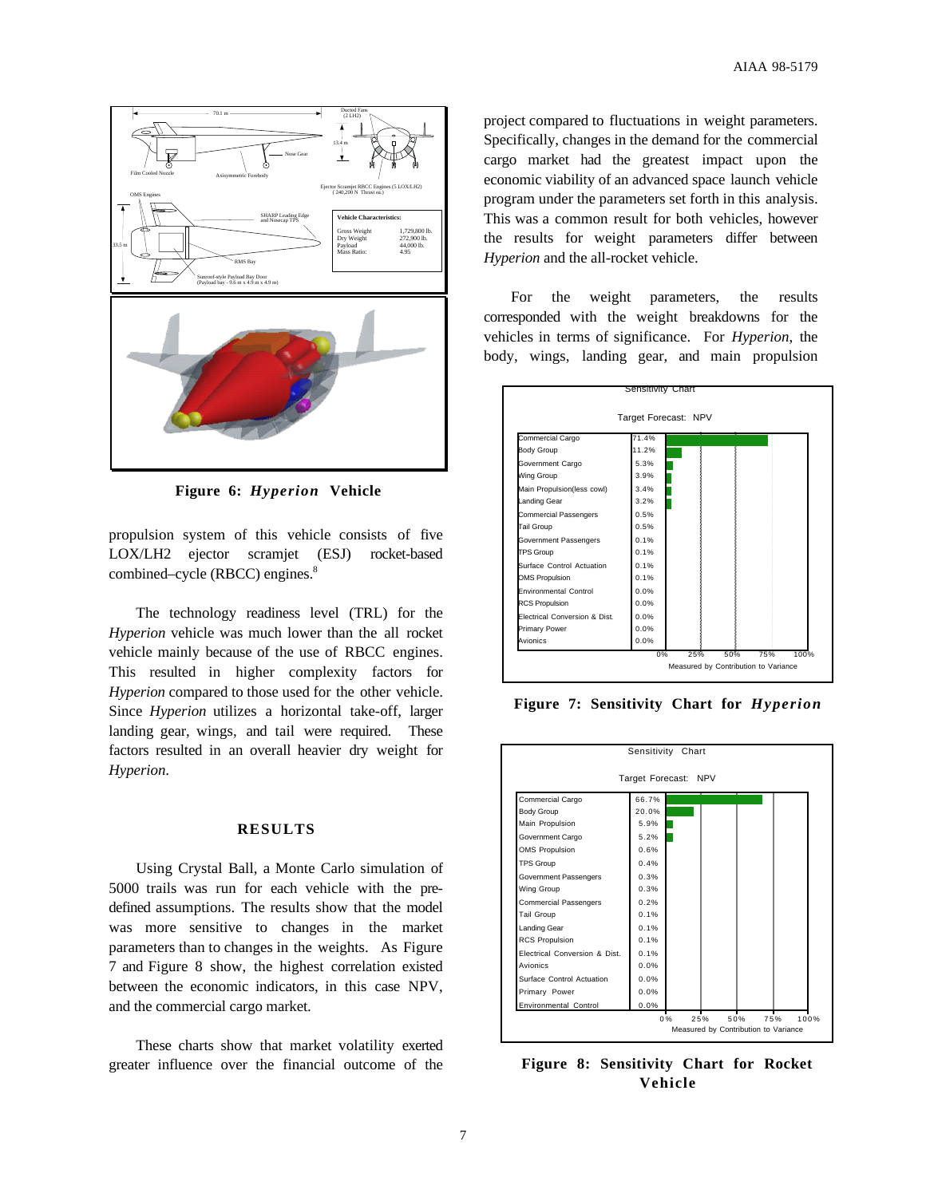Figure 6: *Hyperion* Vehicle

propulsion system of this vehicle consists of five LOX/LH2 ejector scramjet (ESJ) rocket-based combined–cycle (RBCC) engines.[8]

The technology readiness level (TRL) for the *Hyperion* vehicle was much lower than the all rocket vehicle mainly because of the use of RBCC engines. This resulted in higher complexity factors for *Hyperion* compared to those used for the other vehicle. Since *Hyperion* utilizes a horizontal take-off, larger landing gear, wings, and tail were required. These factors resulted in an overall heavier dry weight for *Hyperion.*

## RESULTS

Using Crystal Ball, a Monte Carlo simulation of 5000 trails was run for each vehicle with the pre-defined assumptions. The results show that the model was more sensitive to changes in the market parameters than to changes in the weights. As Figure 7 and Figure 8 show, the highest correlation existed between the economic indicators, in this case NPV, and the commercial cargo market.

These charts show that market volatility exerted greater influence over the financial outcome of the project compared to fluctuations in weight parameters. Specifically, changes in the demand for the commercial cargo market had the greatest impact upon the economic viability of an advanced space launch vehicle program under the parameters set forth in this analysis. This was a common result for both vehicles, however the results for weight parameters differ between *Hyperion* and the all-rocket vehicle.

For the weight parameters, the results corresponded with the weight breakdowns for the vehicles in terms of significance. For *Hyperion*, the body, wings, landing gear, and main propulsion

Sensitivity Chart

Target Forecast: NPV

| Parameter | Measured by Contribution to Variance |
|---|---|
| Commercial Cargo | 71.4% |
| Body Group | 11.2% |
| Government Cargo | 5.3% |
| Wing Group | 3.9% |
| Main Propulsion(less cowl) | 3.4% |
| Landing Gear | 3.2% |
| Commercial Passengers | 0.5% |
| Tail Group | 0.5% |
| Government Passengers | 0.1% |
| TPS Group | 0.1% |
| Surface Control Actuation | 0.1% |
| OMS Propulsion | 0.1% |
| Environmental Control | 0.0% |
| RCS Propulsion | 0.0% |
| Electrical Conversion & Dist. | 0.0% |
| Primary Power | 0.0% |
| Avionics | 0.0% |

Figure 7: Sensitivity Chart for *Hyperion*

Sensitivity Chart

Target Forecast: NPV

| Parameter | Measured by Contribution to Variance |
|---|---|
| Commercial Cargo | 66.7% |
| Body Group | 20.0% |
| Main Propulsion | 5.9% |
| Government Cargo | 5.2% |
| OMS Propulsion | 0.6% |
| TPS Group | 0.4% |
| Government Passengers | 0.3% |
| Wing Group | 0.3% |
| Commercial Passengers | 0.2% |
| Tail Group | 0.1% |
| Landing Gear | 0.1% |
| RCS Propulsion | 0.1% |
| Electrical Conversion & Dist. | 0.1% |
| Avionics | 0.0% |
| Surface Control Actuation | 0.0% |
| Primary Power | 0.0% |
| Environmental Control | 0.0% |

Figure 8: Sensitivity Chart for Rocket Vehicle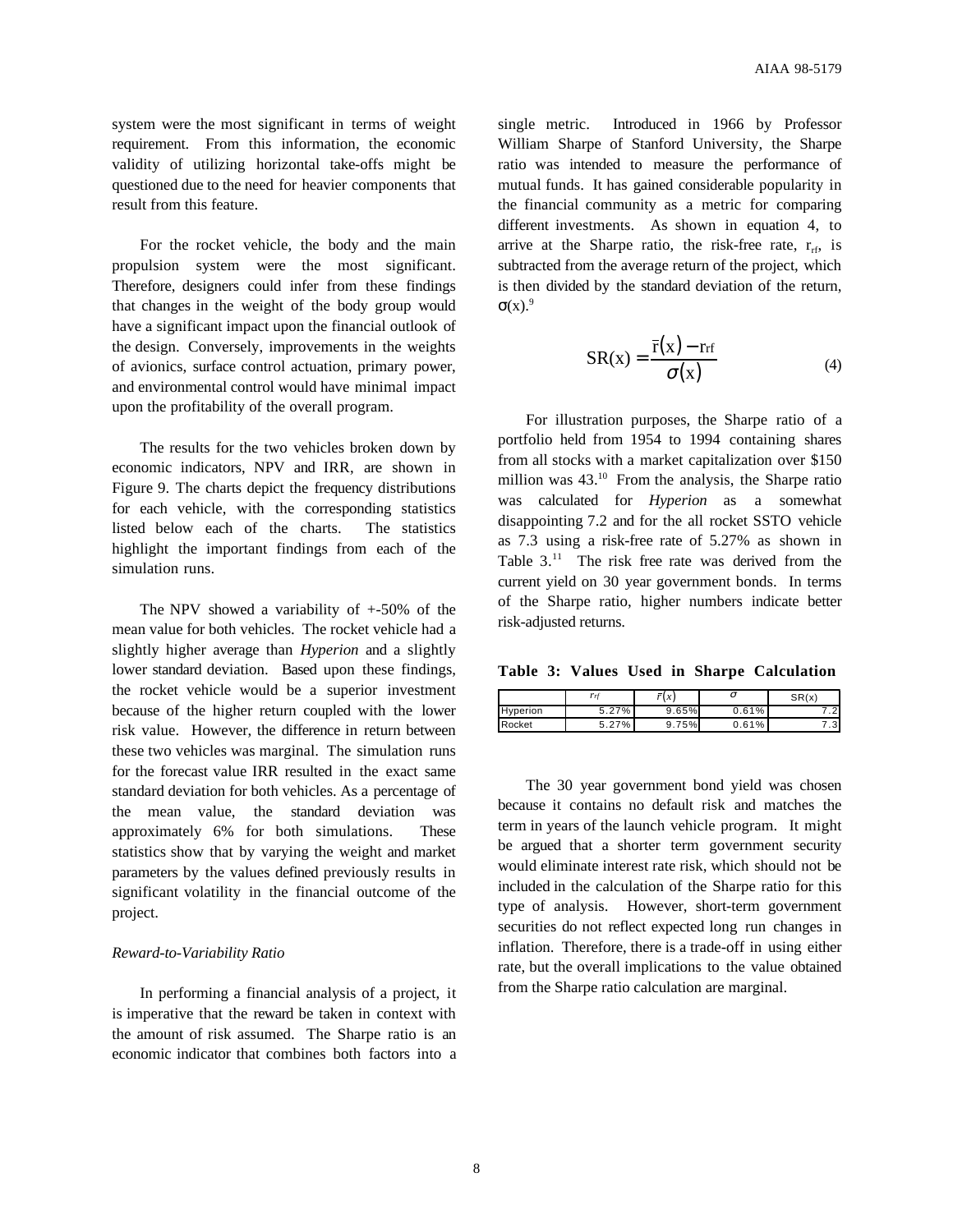system were the most significant in terms of weight requirement. From this information, the economic validity of utilizing horizontal take-offs might be questioned due to the need for heavier components that result from this feature.

For the rocket vehicle, the body and the main propulsion system were the most significant. Therefore, designers could infer from these findings that changes in the weight of the body group would have a significant impact upon the financial outlook of the design. Conversely, improvements in the weights of avionics, surface control actuation, primary power, and environmental control would have minimal impact upon the profitability of the overall program.

The results for the two vehicles broken down by economic indicators, NPV and IRR, are shown in Figure 9. The charts depict the frequency distributions for each vehicle, with the corresponding statistics listed below each of the charts. The statistics highlight the important findings from each of the simulation runs.

The NPV showed a variability of +-50% of the mean value for both vehicles. The rocket vehicle had a slightly higher average than *Hyperion* and a slightly lower standard deviation. Based upon these findings, the rocket vehicle would be a superior investment because of the higher return coupled with the lower risk value. However, the difference in return between these two vehicles was marginal. The simulation runs for the forecast value IRR resulted in the exact same standard deviation for both vehicles. As a percentage of the mean value, the standard deviation was approximately 6% for both simulations. These statistics show that by varying the weight and market parameters by the values defined previously results in significant volatility in the financial outcome of the project.

*Reward-to-Variability Ratio*

In performing a financial analysis of a project, it is imperative that the reward be taken in context with the amount of risk assumed. The Sharpe ratio is an economic indicator that combines both factors into a single metric. Introduced in 1966 by Professor William Sharpe of Stanford University, the Sharpe ratio was intended to measure the performance of mutual funds. It has gained considerable popularity in the financial community as a metric for comparing different investments. As shown in equation 4, to arrive at the Sharpe ratio, the risk-free rate, $r_{rf}$, is subtracted from the average return of the project, which is then divided by the standard deviation of the return, $\sigma(x)$.[9]

$$SR(x) = \frac{\bar{r}(x) - r_{rf}}{\sigma(x)} \tag{4}$$

For illustration purposes, the Sharpe ratio of a portfolio held from 1954 to 1994 containing shares from all stocks with a market capitalization over $150 million was 43.[10] From the analysis, the Sharpe ratio was calculated for *Hyperion* as a somewhat disappointing 7.2 and for the all rocket SSTO vehicle as 7.3 using a risk-free rate of 5.27% as shown in Table 3.[11] The risk free rate was derived from the current yield on 30 year government bonds. In terms of the Sharpe ratio, higher numbers indicate better risk-adjusted returns.

**Table 3: Values Used in Sharpe Calculation**

| | $r_{rf}$ | $\bar{r}(x)$ | $\sigma$ | SR(x) |
|---|---|---|---|---|
| Hyperion | 5.27% | 9.65% | 0.61% | 7.2 |
| Rocket | 5.27% | 9.75% | 0.61% | 7.3 |

The 30 year government bond yield was chosen because it contains no default risk and matches the term in years of the launch vehicle program. It might be argued that a shorter term government security would eliminate interest rate risk, which should not be included in the calculation of the Sharpe ratio for this type of analysis. However, short-term government securities do not reflect expected long run changes in inflation. Therefore, there is a trade-off in using either rate, but the overall implications to the value obtained from the Sharpe ratio calculation are marginal.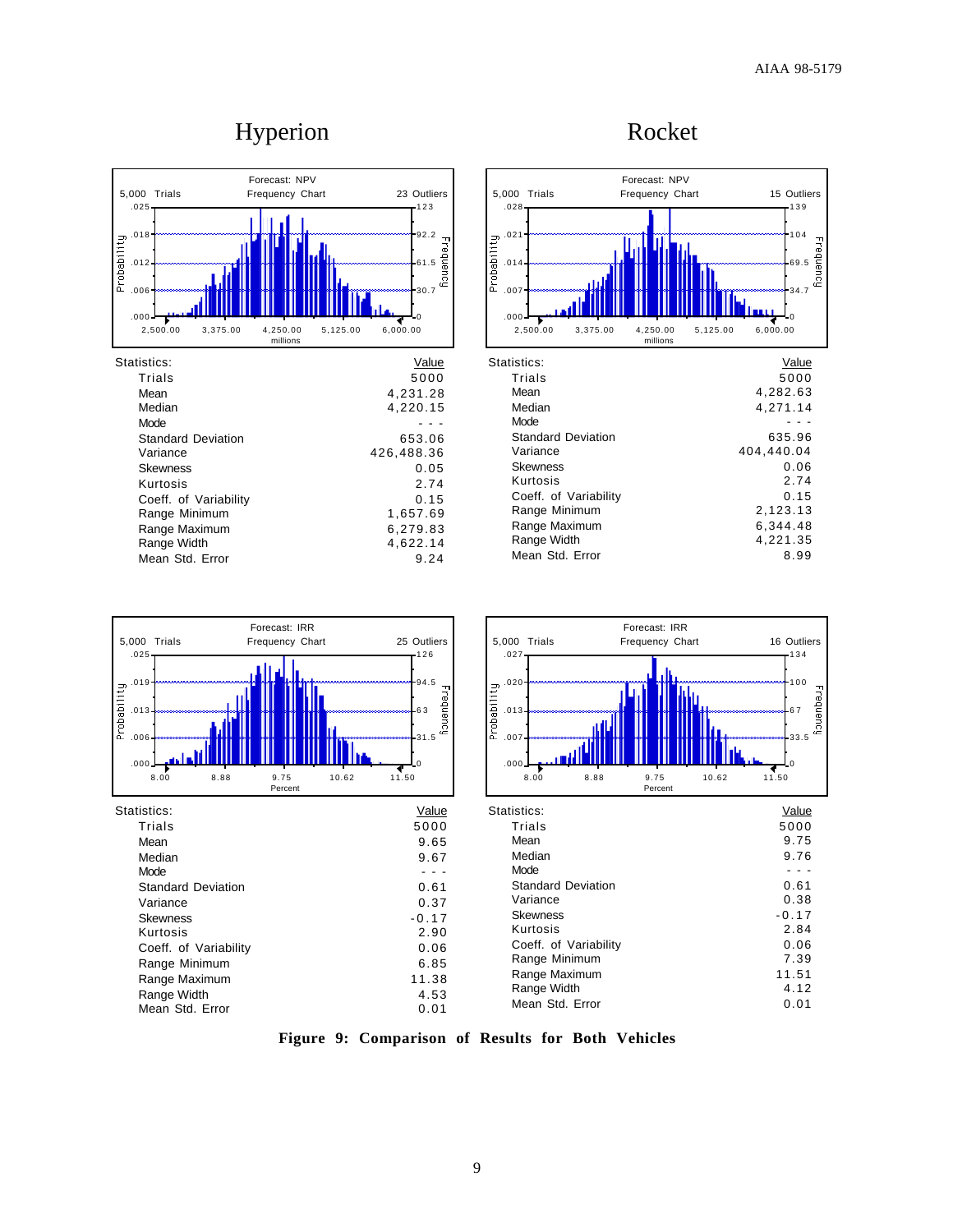# Hyperion

# Rocket

**Forecast: NPV — Hyperion** (5,000 Trials, Frequency Chart, 23 Outliers)

| Statistics: | Value |
|---|---|
| Trials | 5000 |
| Mean | 4,231.28 |
| Median | 4,220.15 |
| Mode | - - - |
| Standard Deviation | 653.06 |
| Variance | 426,488.36 |
| Skewness | 0.05 |
| Kurtosis | 2.74 |
| Coeff. of Variability | 0.15 |
| Range Minimum | 1,657.69 |
| Range Maximum | 6,279.83 |
| Range Width | 4,622.14 |
| Mean Std. Error | 9.24 |

**Forecast: NPV — Rocket** (5,000 Trials, Frequency Chart, 15 Outliers)

| Statistics: | Value |
|---|---|
| Trials | 5000 |
| Mean | 4,282.63 |
| Median | 4,271.14 |
| Mode | - - - |
| Standard Deviation | 635.96 |
| Variance | 404,440.04 |
| Skewness | 0.06 |
| Kurtosis | 2.74 |
| Coeff. of Variability | 0.15 |
| Range Minimum | 2,123.13 |
| Range Maximum | 6,344.48 |
| Range Width | 4,221.35 |
| Mean Std. Error | 8.99 |

**Forecast: IRR — Hyperion** (5,000 Trials, Frequency Chart, 25 Outliers)

| Statistics: | Value |
|---|---|
| Trials | 5000 |
| Mean | 9.65 |
| Median | 9.67 |
| Mode | - - - |
| Standard Deviation | 0.61 |
| Variance | 0.37 |
| Skewness | -0.17 |
| Kurtosis | 2.90 |
| Coeff. of Variability | 0.06 |
| Range Minimum | 6.85 |
| Range Maximum | 11.38 |
| Range Width | 4.53 |
| Mean Std. Error | 0.01 |

**Forecast: IRR — Rocket** (5,000 Trials, Frequency Chart, 16 Outliers)

| Statistics: | Value |
|---|---|
| Trials | 5000 |
| Mean | 9.75 |
| Median | 9.76 |
| Mode | - - - |
| Standard Deviation | 0.61 |
| Variance | 0.38 |
| Skewness | -0.17 |
| Kurtosis | 2.84 |
| Coeff. of Variability | 0.06 |
| Range Minimum | 7.39 |
| Range Maximum | 11.51 |
| Range Width | 4.12 |
| Mean Std. Error | 0.01 |

**Figure 9: Comparison of Results for Both Vehicles**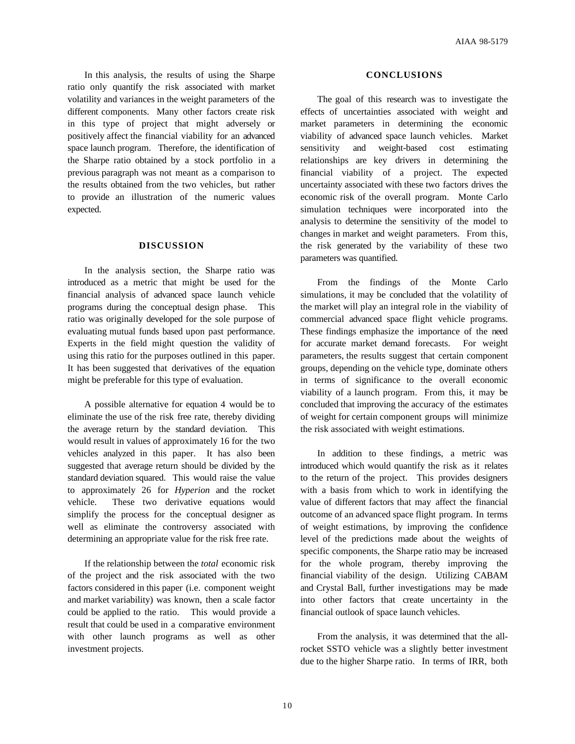In this analysis, the results of using the Sharpe ratio only quantify the risk associated with market volatility and variances in the weight parameters of the different components. Many other factors create risk in this type of project that might adversely or positively affect the financial viability for an advanced space launch program. Therefore, the identification of the Sharpe ratio obtained by a stock portfolio in a previous paragraph was not meant as a comparison to the results obtained from the two vehicles, but rather to provide an illustration of the numeric values expected.

## DISCUSSION

In the analysis section, the Sharpe ratio was introduced as a metric that might be used for the financial analysis of advanced space launch vehicle programs during the conceptual design phase. This ratio was originally developed for the sole purpose of evaluating mutual funds based upon past performance. Experts in the field might question the validity of using this ratio for the purposes outlined in this paper. It has been suggested that derivatives of the equation might be preferable for this type of evaluation.

A possible alternative for equation 4 would be to eliminate the use of the risk free rate, thereby dividing the average return by the standard deviation. This would result in values of approximately 16 for the two vehicles analyzed in this paper. It has also been suggested that average return should be divided by the standard deviation squared. This would raise the value to approximately 26 for *Hyperion* and the rocket vehicle. These two derivative equations would simplify the process for the conceptual designer as well as eliminate the controversy associated with determining an appropriate value for the risk free rate.

If the relationship between the *total* economic risk of the project and the risk associated with the two factors considered in this paper (i.e. component weight and market variability) was known, then a scale factor could be applied to the ratio. This would provide a result that could be used in a comparative environment with other launch programs as well as other investment projects.

## CONCLUSIONS

The goal of this research was to investigate the effects of uncertainties associated with weight and market parameters in determining the economic viability of advanced space launch vehicles. Market sensitivity and weight-based cost estimating relationships are key drivers in determining the financial viability of a project. The expected uncertainty associated with these two factors drives the economic risk of the overall program. Monte Carlo simulation techniques were incorporated into the analysis to determine the sensitivity of the model to changes in market and weight parameters. From this, the risk generated by the variability of these two parameters was quantified.

From the findings of the Monte Carlo simulations, it may be concluded that the volatility of the market will play an integral role in the viability of commercial advanced space flight vehicle programs. These findings emphasize the importance of the need for accurate market demand forecasts. For weight parameters, the results suggest that certain component groups, depending on the vehicle type, dominate others in terms of significance to the overall economic viability of a launch program. From this, it may be concluded that improving the accuracy of the estimates of weight for certain component groups will minimize the risk associated with weight estimations.

In addition to these findings, a metric was introduced which would quantify the risk as it relates to the return of the project. This provides designers with a basis from which to work in identifying the value of different factors that may affect the financial outcome of an advanced space flight program. In terms of weight estimations, by improving the confidence level of the predictions made about the weights of specific components, the Sharpe ratio may be increased for the whole program, thereby improving the financial viability of the design. Utilizing CABAM and Crystal Ball, further investigations may be made into other factors that create uncertainty in the financial outlook of space launch vehicles.

From the analysis, it was determined that the all-rocket SSTO vehicle was a slightly better investment due to the higher Sharpe ratio. In terms of IRR, both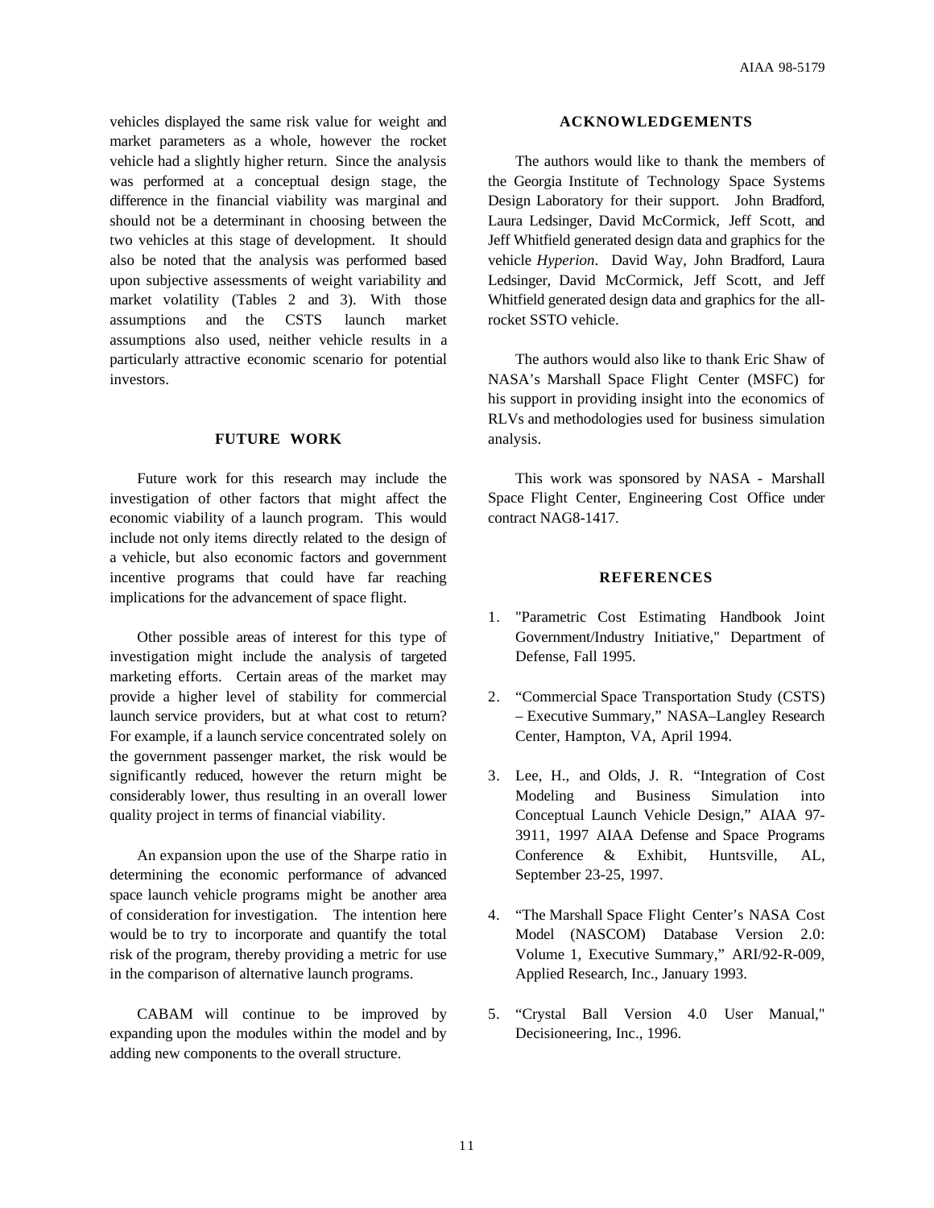vehicles displayed the same risk value for weight and market parameters as a whole, however the rocket vehicle had a slightly higher return. Since the analysis was performed at a conceptual design stage, the difference in the financial viability was marginal and should not be a determinant in choosing between the two vehicles at this stage of development. It should also be noted that the analysis was performed based upon subjective assessments of weight variability and market volatility (Tables 2 and 3). With those assumptions and the CSTS launch market assumptions also used, neither vehicle results in a particularly attractive economic scenario for potential investors.

## FUTURE WORK

Future work for this research may include the investigation of other factors that might affect the economic viability of a launch program. This would include not only items directly related to the design of a vehicle, but also economic factors and government incentive programs that could have far reaching implications for the advancement of space flight.

Other possible areas of interest for this type of investigation might include the analysis of targeted marketing efforts. Certain areas of the market may provide a higher level of stability for commercial launch service providers, but at what cost to return? For example, if a launch service concentrated solely on the government passenger market, the risk would be significantly reduced, however the return might be considerably lower, thus resulting in an overall lower quality project in terms of financial viability.

An expansion upon the use of the Sharpe ratio in determining the economic performance of advanced space launch vehicle programs might be another area of consideration for investigation. The intention here would be to try to incorporate and quantify the total risk of the program, thereby providing a metric for use in the comparison of alternative launch programs.

CABAM will continue to be improved by expanding upon the modules within the model and by adding new components to the overall structure.

## ACKNOWLEDGEMENTS

The authors would like to thank the members of the Georgia Institute of Technology Space Systems Design Laboratory for their support. John Bradford, Laura Ledsinger, David McCormick, Jeff Scott, and Jeff Whitfield generated design data and graphics for the vehicle *Hyperion*. David Way, John Bradford, Laura Ledsinger, David McCormick, Jeff Scott, and Jeff Whitfield generated design data and graphics for the all-rocket SSTO vehicle.

The authors would also like to thank Eric Shaw of NASA's Marshall Space Flight Center (MSFC) for his support in providing insight into the economics of RLVs and methodologies used for business simulation analysis.

This work was sponsored by NASA - Marshall Space Flight Center, Engineering Cost Office under contract NAG8-1417.

## REFERENCES

1. "Parametric Cost Estimating Handbook Joint Government/Industry Initiative," Department of Defense, Fall 1995.

2. "Commercial Space Transportation Study (CSTS) – Executive Summary," NASA–Langley Research Center, Hampton, VA, April 1994.

3. Lee, H., and Olds, J. R. "Integration of Cost Modeling and Business Simulation into Conceptual Launch Vehicle Design," AIAA 97-3911, 1997 AIAA Defense and Space Programs Conference & Exhibit, Huntsville, AL, September 23-25, 1997.

4. "The Marshall Space Flight Center's NASA Cost Model (NASCOM) Database Version 2.0: Volume 1, Executive Summary," ARI/92-R-009, Applied Research, Inc., January 1993.

5. "Crystal Ball Version 4.0 User Manual," Decisioneering, Inc., 1996.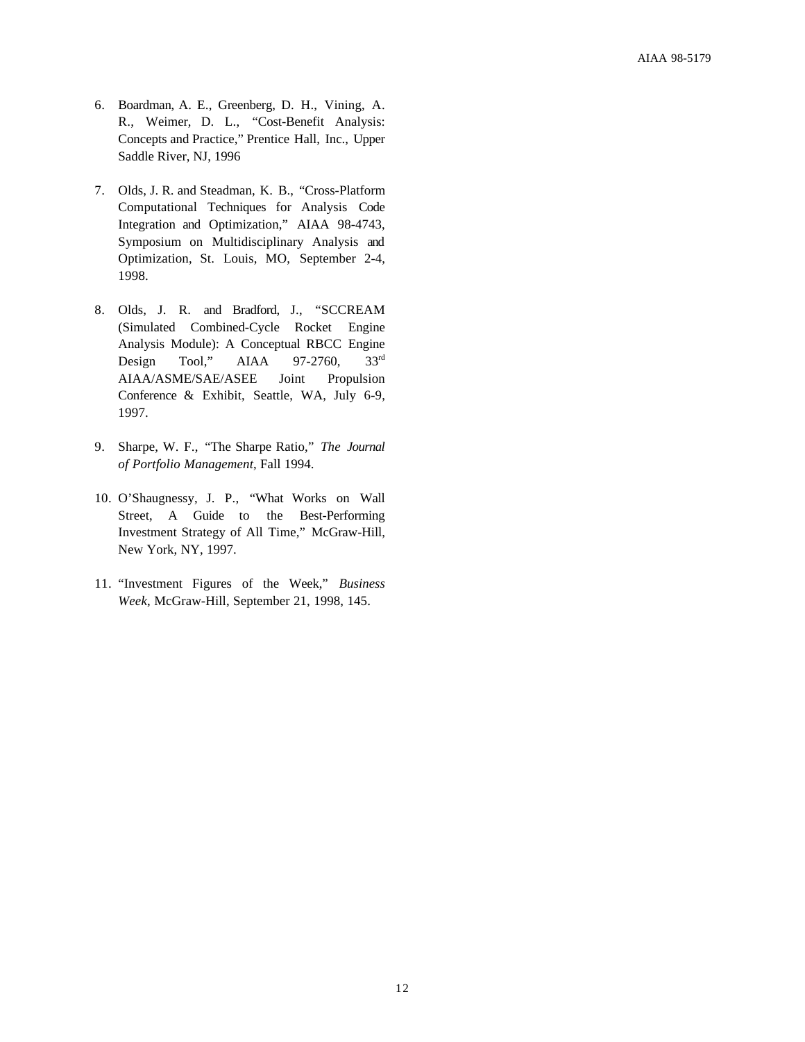6. Boardman, A. E., Greenberg, D. H., Vining, A. R., Weimer, D. L., “Cost-Benefit Analysis: Concepts and Practice,” Prentice Hall, Inc., Upper Saddle River, NJ, 1996

7. Olds, J. R. and Steadman, K. B., “Cross-Platform Computational Techniques for Analysis Code Integration and Optimization,” AIAA 98-4743, Symposium on Multidisciplinary Analysis and Optimization, St. Louis, MO, September 2-4, 1998.

8. Olds, J. R. and Bradford, J., “SCCREAM (Simulated Combined-Cycle Rocket Engine Analysis Module): A Conceptual RBCC Engine Design Tool,” AIAA 97-2760, 33rd AIAA/ASME/SAE/ASEE Joint Propulsion Conference & Exhibit, Seattle, WA, July 6-9, 1997.

9. Sharpe, W. F., “The Sharpe Ratio,” *The Journal of Portfolio Management*, Fall 1994.

10. O’Shaugnessy, J. P., “What Works on Wall Street, A Guide to the Best-Performing Investment Strategy of All Time,” McGraw-Hill, New York, NY, 1997.

11. “Investment Figures of the Week,” *Business Week*, McGraw-Hill, September 21, 1998, 145.